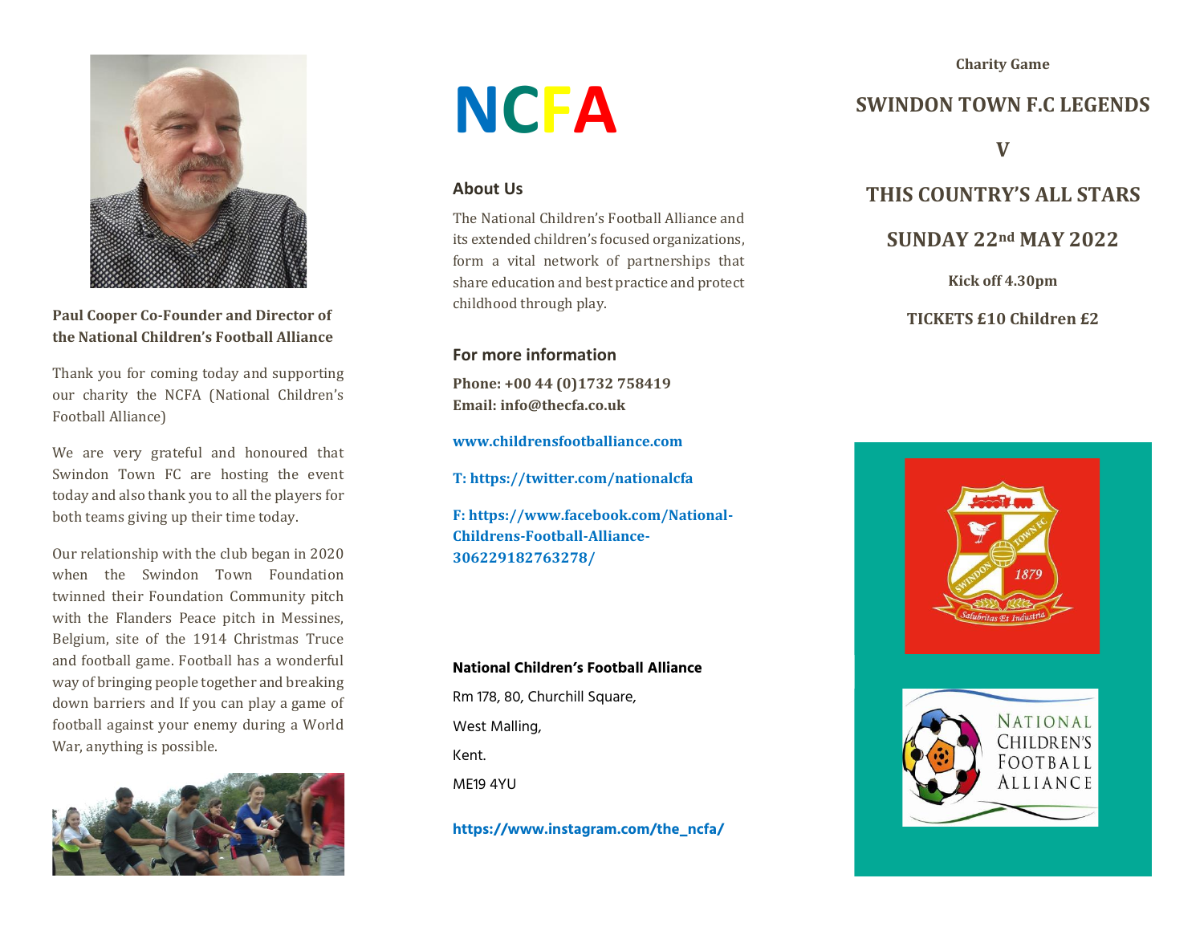**Paul Cooper Co-Founder and Director of the National Children's Football Alliance**

Thank you for coming today and supporting our charity the NCFA (National Children's Football Alliance)

We are very grateful and honoured that Swindon Town FC are hosting the event today and also thank you to all the players for both teams giving up their time today.

Our relationship with the club began in 2020 when the Swindon Town Foundation twinned their Foundation Community pitch with the Flanders Peace pitch in Messines, Belgium, site of the 1914 Christmas Truce and football game. Football has a wonderful way of bringing people together and breaking down barriers and If you can play a game of football against your enemy during a World War, anything is possible.

# NCFA

## About Us

The National Children's Football Alliance and its extended children's focused organizations, form a vital network of partnerships that share education and best practice and protect childhood through play.

## For more information

**Phone: +00 44 (0)1732 758419**
**Email: info@thecfa.co.uk**

**www.childrensfootballiance.com**

**T: https://twitter.com/nationalcfa**

**F: https://www.facebook.com/National-Childrens-Football-Alliance-306229182763278/**

**National Children's Football Alliance**

Rm 178, 80, Churchill Square,

West Malling,

Kent.

ME19 4YU

**https://www.instagram.com/the_ncfa/**

**Charity Game**

## SWINDON TOWN F.C LEGENDS

## V

## THIS COUNTRY'S ALL STARS

## SUNDAY 22nd MAY 2022

**Kick off 4.30pm**

**TICKETS £10 Children £2**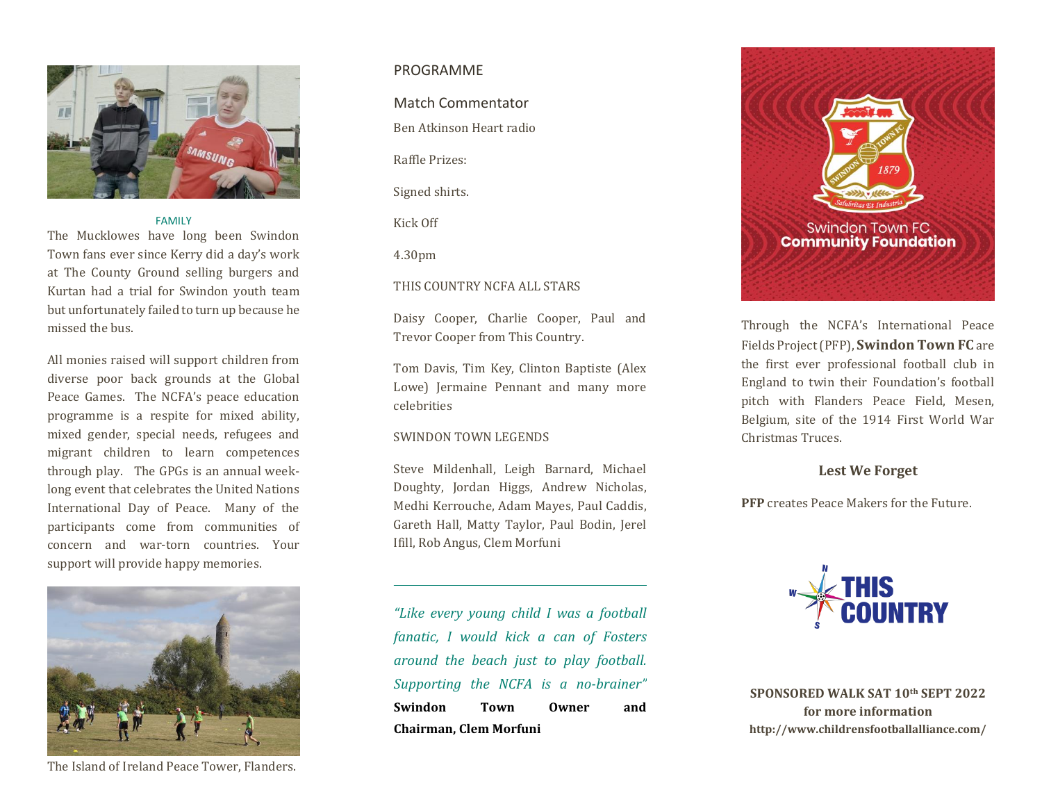FAMILY

The Mucklowes have long been Swindon Town fans ever since Kerry did a day's work at The County Ground selling burgers and Kurtan had a trial for Swindon youth team but unfortunately failed to turn up because he missed the bus.

All monies raised will support children from diverse poor back grounds at the Global Peace Games. The NCFA's peace education programme is a respite for mixed ability, mixed gender, special needs, refugees and migrant children to learn competences through play. The GPGs is an annual week-long event that celebrates the United Nations International Day of Peace. Many of the participants come from communities of concern and war-torn countries. Your support will provide happy memories.

The Island of Ireland Peace Tower, Flanders.

## PROGRAMME

### Match Commentator

Ben Atkinson Heart radio

Raffle Prizes:

Signed shirts.

Kick Off

4.30pm

THIS COUNTRY NCFA ALL STARS

Daisy Cooper, Charlie Cooper, Paul and Trevor Cooper from This Country.

Tom Davis, Tim Key, Clinton Baptiste (Alex Lowe) Jermaine Pennant and many more celebrities

SWINDON TOWN LEGENDS

Steve Mildenhall, Leigh Barnard, Michael Doughty, Jordan Higgs, Andrew Nicholas, Medhi Kerrouche, Adam Mayes, Paul Caddis, Gareth Hall, Matty Taylor, Paul Bodin, Jerel Ifill, Rob Angus, Clem Morfuni

---

*"Like every young child I was a football fanatic, I would kick a can of Fosters around the beach just to play football. Supporting the NCFA is a no-brainer"*

**Swindon Town Owner and Chairman, Clem Morfuni**

Swindon Town FC Community Foundation

Through the NCFA's International Peace Fields Project (PFP), **Swindon Town FC** are the first ever professional football club in England to twin their Foundation's football pitch with Flanders Peace Field, Mesen, Belgium, site of the 1914 First World War Christmas Truces.

**Lest We Forget**

**PFP** creates Peace Makers for the Future.

THIS COUNTRY

**SPONSORED WALK SAT 10th SEPT 2022**
**for more information**
**http://www.childrensfootballalliance.com/**